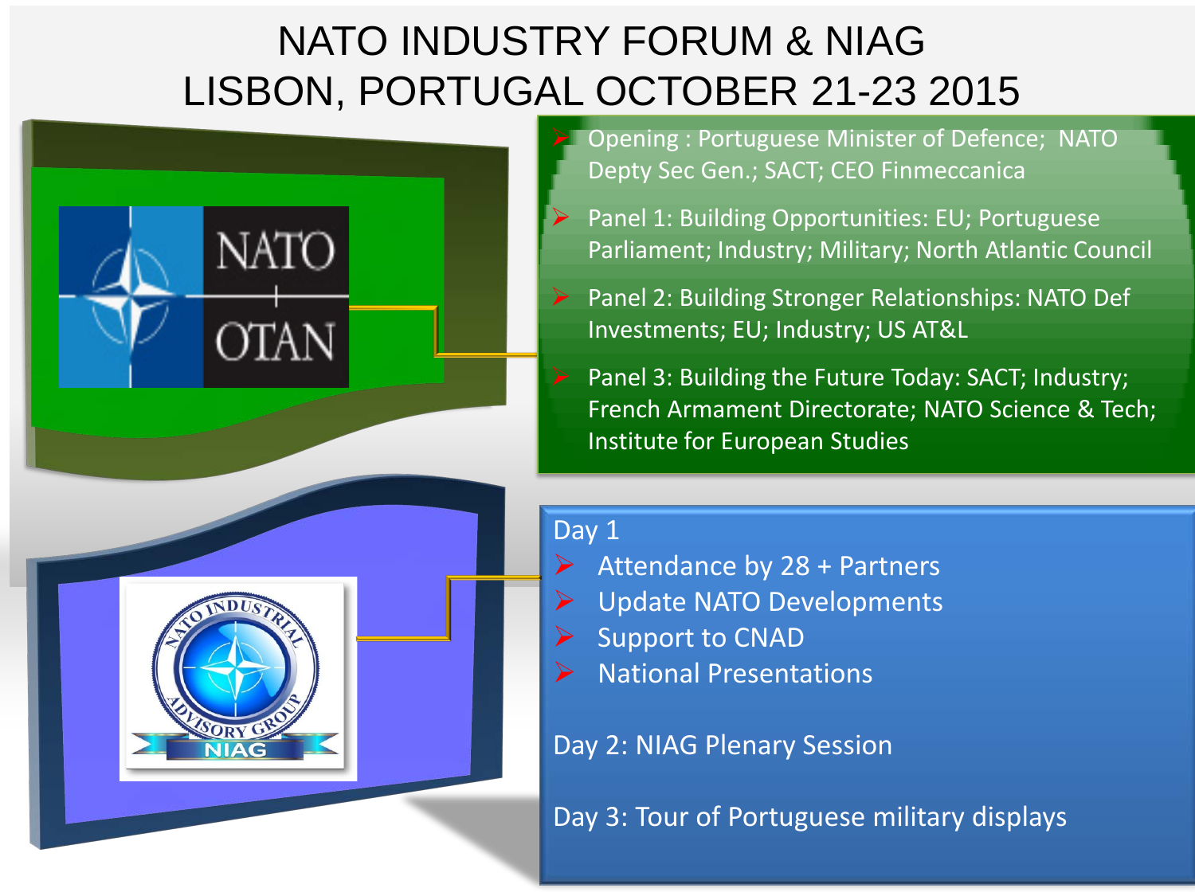# NATO INDUSTRY FORUM & NIAG
# LISBON, PORTUGAL OCTOBER 21-23 2015

- Opening : Portuguese Minister of Defence; NATO Depty Sec Gen.; SACT; CEO Finmeccanica
- Panel 1: Building Opportunities: EU; Portuguese Parliament; Industry; Military; North Atlantic Council
- Panel 2: Building Stronger Relationships: NATO Def Investments; EU; Industry; US AT&L
- Panel 3: Building the Future Today: SACT; Industry; French Armament Directorate; NATO Science & Tech; Institute for European Studies

Day 1

- Attendance by 28 + Partners
- Update NATO Developments
- Support to CNAD
- National Presentations

Day 2: NIAG Plenary Session

Day 3: Tour of Portuguese military displays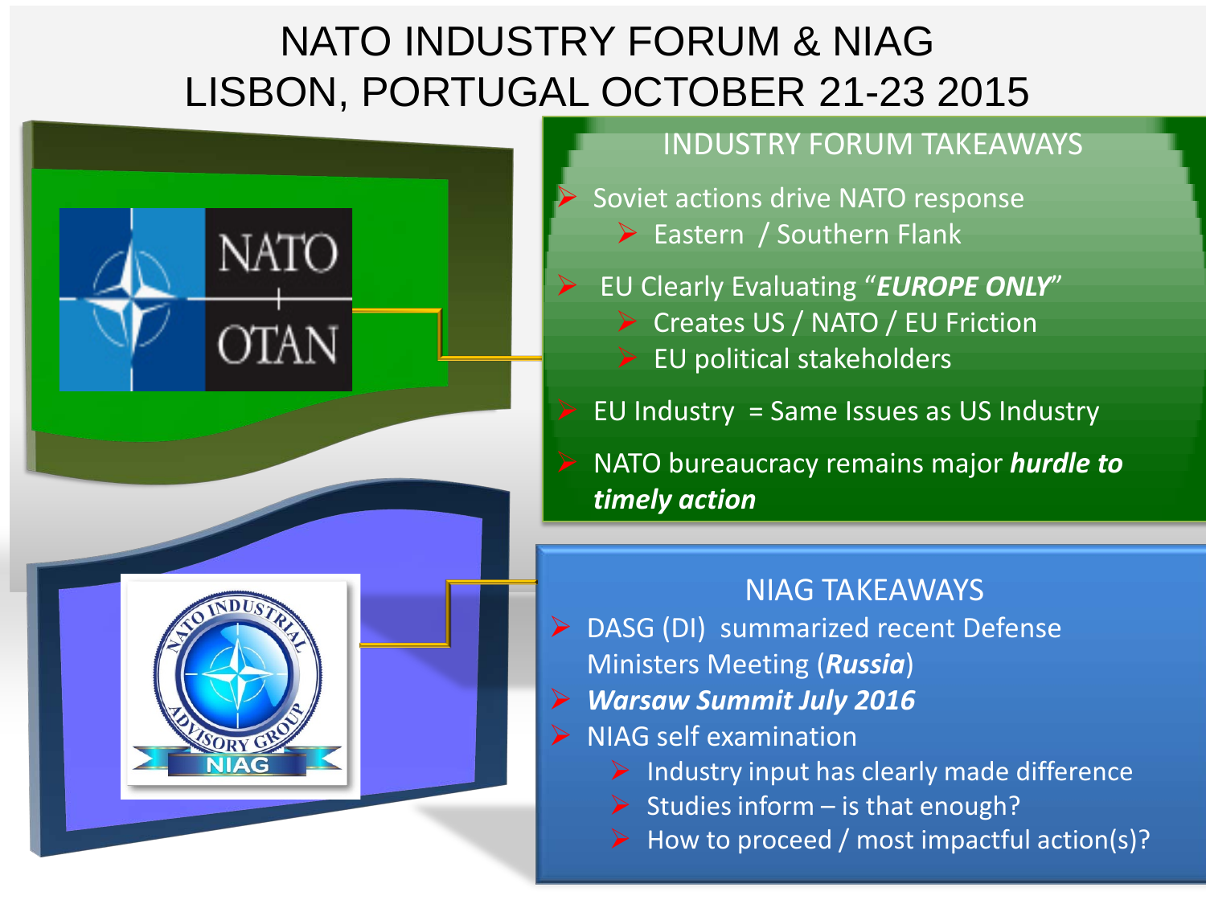# NATO INDUSTRY FORUM & NIAG
# LISBON, PORTUGAL OCTOBER 21-23 2015

NATO
OTAN

## INDUSTRY FORUM TAKEAWAYS

- Soviet actions drive NATO response
  - Eastern / Southern Flank
- EU Clearly Evaluating "***EUROPE ONLY***"
  - Creates US / NATO / EU Friction
  - EU political stakeholders
- EU Industry = Same Issues as US Industry
- NATO bureaucracy remains major ***hurdle to timely action***

NATO INDUSTRIAL ADVISORY GROUP
NIAG

## NIAG TAKEAWAYS

- DASG (DI) summarized recent Defense Ministers Meeting (***Russia***)
- ***Warsaw Summit July 2016***
- NIAG self examination
  - Industry input has clearly made difference
  - Studies inform – is that enough?
  - How to proceed / most impactful action(s)?